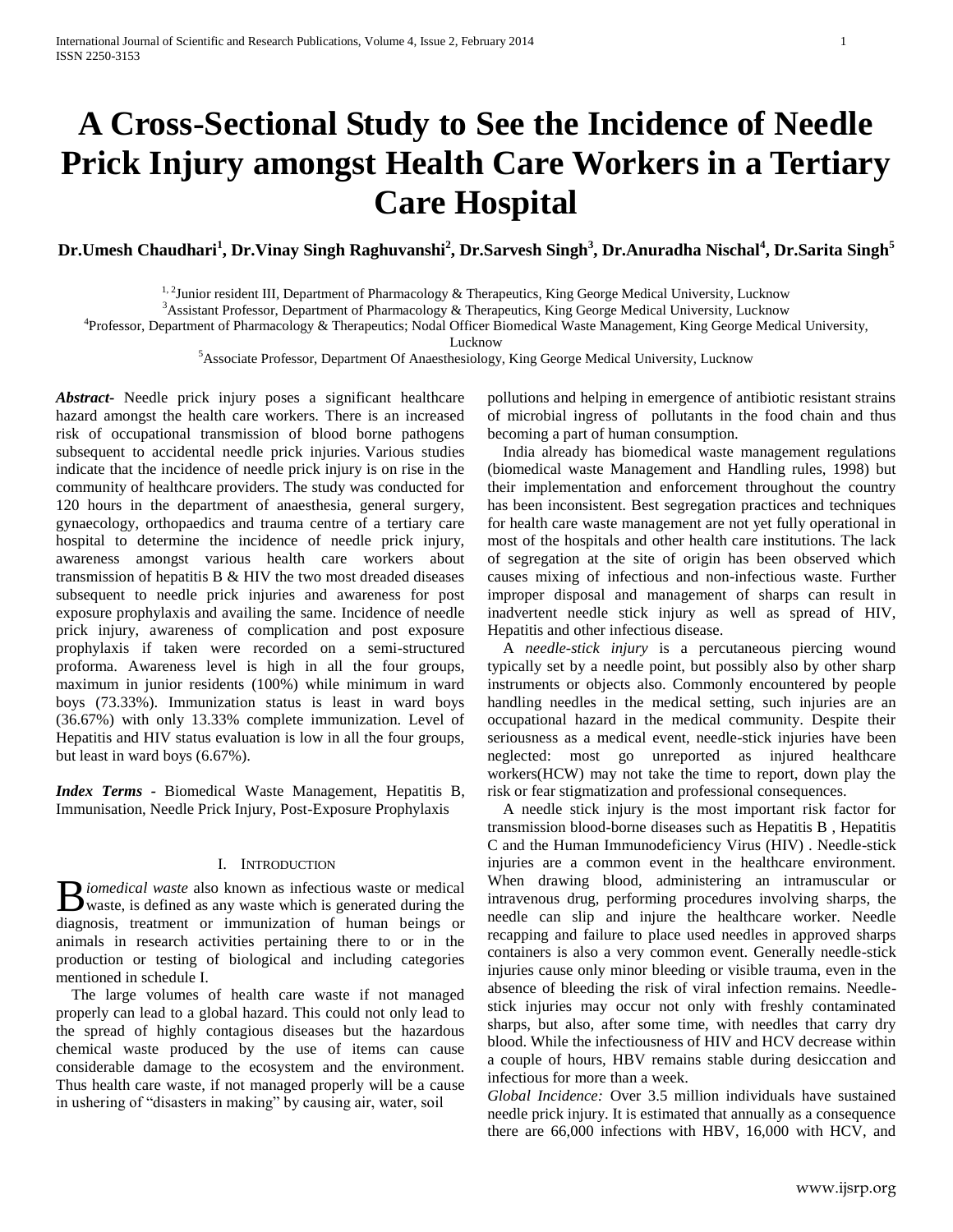# A Cross-Sectional Study to See the Incidence of Needle Prick Injury amongst Health Care Workers in a Tertiary Care Hospital

**Dr.Umesh Chaudhari[1], Dr.Vinay Singh Raghuvanshi[2], Dr.Sarvesh Singh[3], Dr.Anuradha Nischal[4], Dr.Sarita Singh[5]**

[1, 2]Junior resident III, Department of Pharmacology & Therapeutics, King George Medical University, Lucknow
[3]Assistant Professor, Department of Pharmacology & Therapeutics, King George Medical University, Lucknow
[4]Professor, Department of Pharmacology & Therapeutics; Nodal Officer Biomedical Waste Management, King George Medical University, Lucknow
[5]Associate Professor, Department Of Anaesthesiology, King George Medical University, Lucknow

***Abstract-*** Needle prick injury poses a significant healthcare hazard amongst the health care workers. There is an increased risk of occupational transmission of blood borne pathogens subsequent to accidental needle prick injuries. Various studies indicate that the incidence of needle prick injury is on rise in the community of healthcare providers. The study was conducted for 120 hours in the department of anaesthesia, general surgery, gynaecology, orthopaedics and trauma centre of a tertiary care hospital to determine the incidence of needle prick injury, awareness amongst various health care workers about transmission of hepatitis B & HIV the two most dreaded diseases subsequent to needle prick injuries and awareness for post exposure prophylaxis and availing the same. Incidence of needle prick injury, awareness of complication and post exposure prophylaxis if taken were recorded on a semi-structured proforma. Awareness level is high in all the four groups, maximum in junior residents (100%) while minimum in ward boys (73.33%). Immunization status is least in ward boys (36.67%) with only 13.33% complete immunization. Level of Hepatitis and HIV status evaluation is low in all the four groups, but least in ward boys (6.67%).

***Index Terms*** - Biomedical Waste Management, Hepatitis B, Immunisation, Needle Prick Injury, Post-Exposure Prophylaxis

## I. Introduction

*Biomedical waste* also known as infectious waste or medical waste, is defined as any waste which is generated during the diagnosis, treatment or immunization of human beings or animals in research activities pertaining there to or in the production or testing of biological and including categories mentioned in schedule I.

The large volumes of health care waste if not managed properly can lead to a global hazard. This could not only lead to the spread of highly contagious diseases but the hazardous chemical waste produced by the use of items can cause considerable damage to the ecosystem and the environment. Thus health care waste, if not managed properly will be a cause in ushering of "disasters in making" by causing air, water, soil pollutions and helping in emergence of antibiotic resistant strains of microbial ingress of pollutants in the food chain and thus becoming a part of human consumption.

India already has biomedical waste management regulations (biomedical waste Management and Handling rules, 1998) but their implementation and enforcement throughout the country has been inconsistent. Best segregation practices and techniques for health care waste management are not yet fully operational in most of the hospitals and other health care institutions. The lack of segregation at the site of origin has been observed which causes mixing of infectious and non-infectious waste. Further improper disposal and management of sharps can result in inadvertent needle stick injury as well as spread of HIV, Hepatitis and other infectious disease.

A *needle-stick injury* is a percutaneous piercing wound typically set by a needle point, but possibly also by other sharp instruments or objects also. Commonly encountered by people handling needles in the medical setting, such injuries are an occupational hazard in the medical community. Despite their seriousness as a medical event, needle-stick injuries have been neglected: most go unreported as injured healthcare workers(HCW) may not take the time to report, down play the risk or fear stigmatization and professional consequences.

A needle stick injury is the most important risk factor for transmission blood-borne diseases such as Hepatitis B , Hepatitis C and the Human Immunodeficiency Virus (HIV) . Needle-stick injuries are a common event in the healthcare environment. When drawing blood, administering an intramuscular or intravenous drug, performing procedures involving sharps, the needle can slip and injure the healthcare worker. Needle recapping and failure to place used needles in approved sharps containers is also a very common event. Generally needle-stick injuries cause only minor bleeding or visible trauma, even in the absence of bleeding the risk of viral infection remains. Needle-stick injuries may occur not only with freshly contaminated sharps, but also, after some time, with needles that carry dry blood. While the infectiousness of HIV and HCV decrease within a couple of hours, HBV remains stable during desiccation and infectious for more than a week.

*Global Incidence:* Over 3.5 million individuals have sustained needle prick injury. It is estimated that annually as a consequence there are 66,000 infections with HBV, 16,000 with HCV, and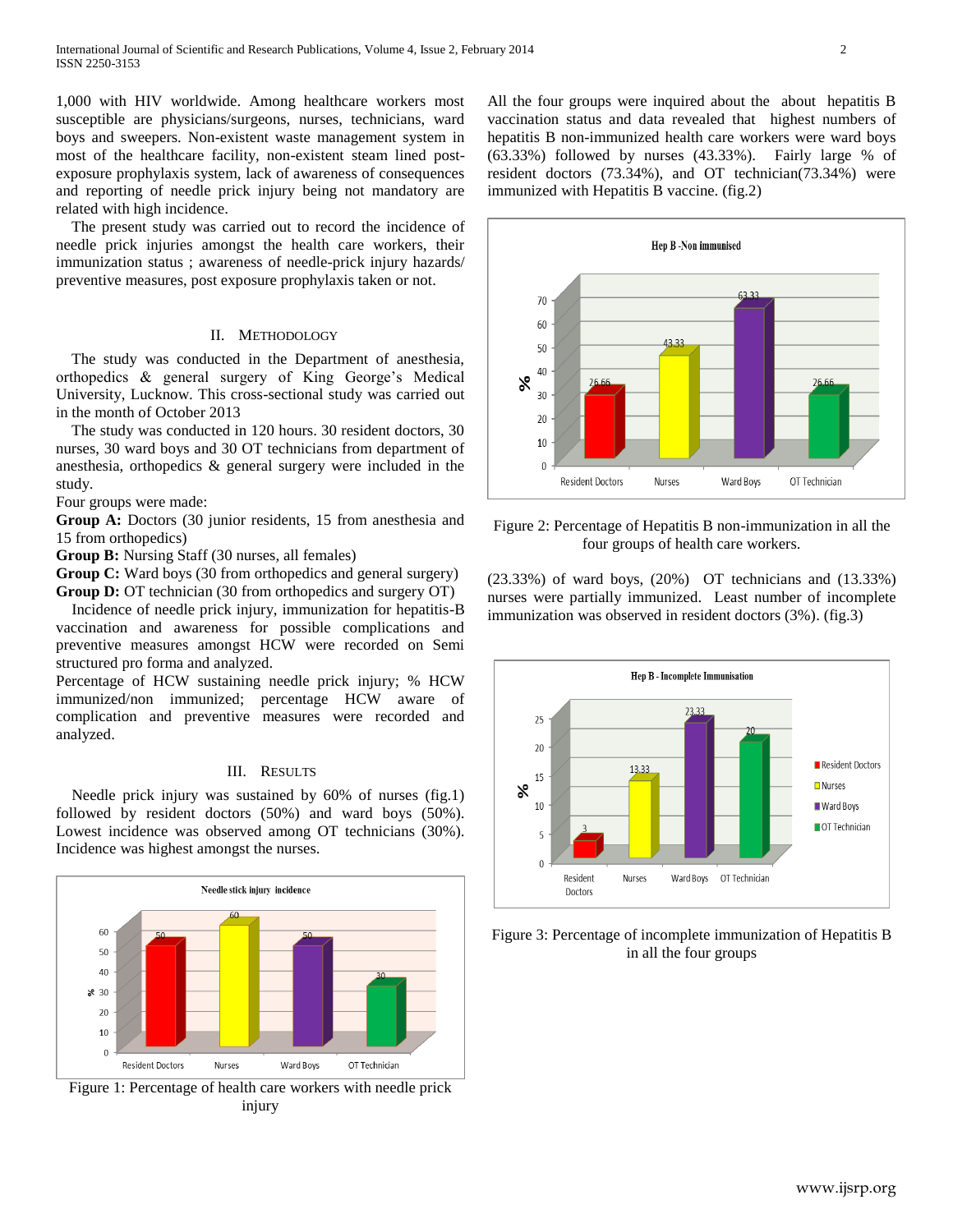1,000 with HIV worldwide. Among healthcare workers most susceptible are physicians/surgeons, nurses, technicians, ward boys and sweepers. Non-existent waste management system in most of the healthcare facility, non-existent steam lined post-exposure prophylaxis system, lack of awareness of consequences and reporting of needle prick injury being not mandatory are related with high incidence.

The present study was carried out to record the incidence of needle prick injuries amongst the health care workers, their immunization status ; awareness of needle-prick injury hazards/ preventive measures, post exposure prophylaxis taken or not.

## II. Methodology

The study was conducted in the Department of anesthesia, orthopedics & general surgery of King George's Medical University, Lucknow. This cross-sectional study was carried out in the month of October 2013

The study was conducted in 120 hours. 30 resident doctors, 30 nurses, 30 ward boys and 30 OT technicians from department of anesthesia, orthopedics & general surgery were included in the study.

Four groups were made:

**Group A:** Doctors (30 junior residents, 15 from anesthesia and 15 from orthopedics)

**Group B:** Nursing Staff (30 nurses, all females)

**Group C:** Ward boys (30 from orthopedics and general surgery)

**Group D:** OT technician (30 from orthopedics and surgery OT)

Incidence of needle prick injury, immunization for hepatitis-B vaccination and awareness for possible complications and preventive measures amongst HCW were recorded on Semi structured pro forma and analyzed.

Percentage of HCW sustaining needle prick injury; % HCW immunized/non immunized; percentage HCW aware of complication and preventive measures were recorded and analyzed.

## III. Results

Needle prick injury was sustained by 60% of nurses (fig.1) followed by resident doctors (50%) and ward boys (50%). Lowest incidence was observed among OT technicians (30%). Incidence was highest amongst the nurses.

Figure 1: Percentage of health care workers with needle prick injury

All the four groups were inquired about the about hepatitis B vaccination status and data revealed that highest numbers of hepatitis B non-immunized health care workers were ward boys (63.33%) followed by nurses (43.33%). Fairly large % of resident doctors (73.34%), and OT technician(73.34%) were immunized with Hepatitis B vaccine. (fig.2)

Figure 2: Percentage of Hepatitis B non-immunization in all the four groups of health care workers.

(23.33%) of ward boys, (20%) OT technicians and (13.33%) nurses were partially immunized. Least number of incomplete immunization was observed in resident doctors (3%). (fig.3)

Figure 3: Percentage of incomplete immunization of Hepatitis B in all the four groups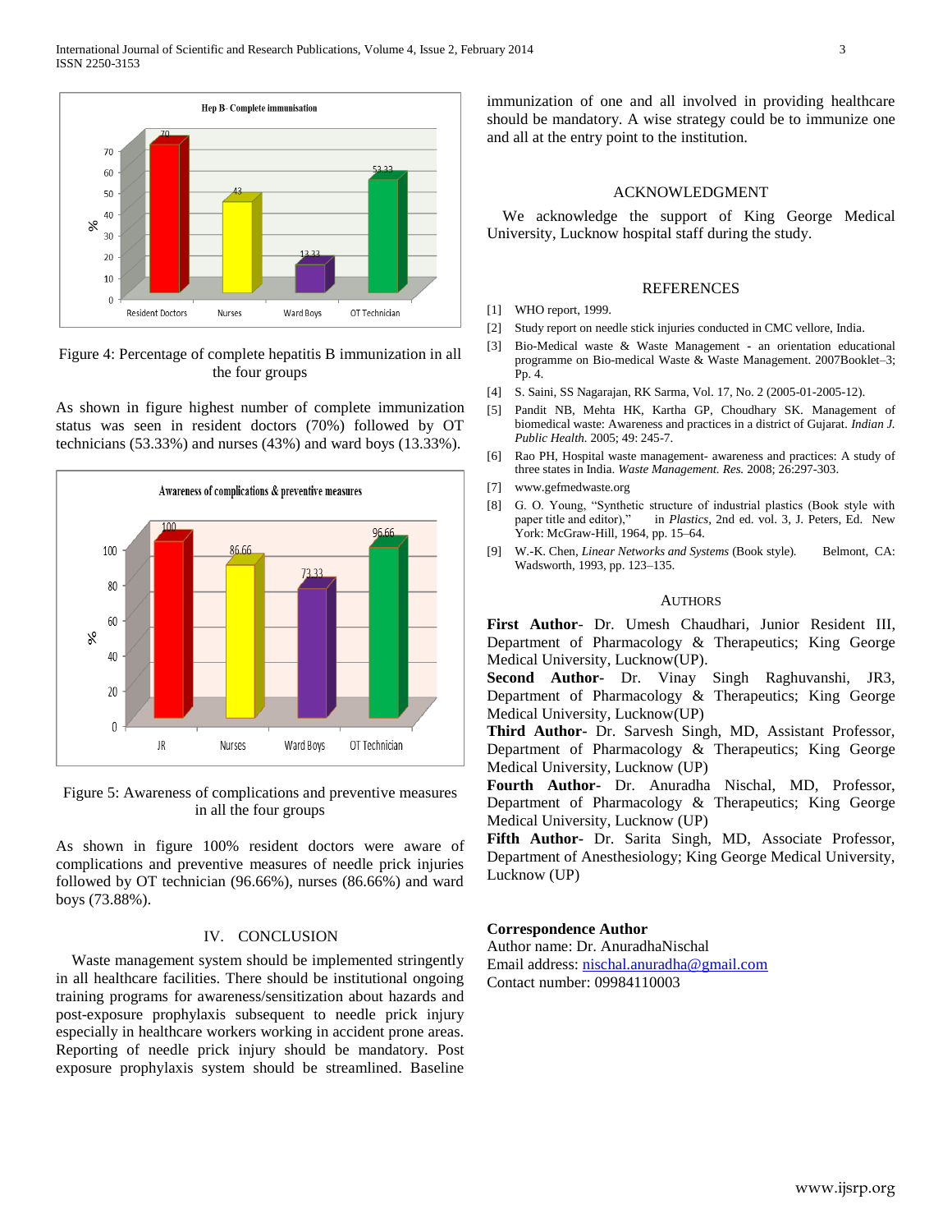Hep B- Complete immunisation

70
60
50
40
30
20
10
0

%

70
43
13.33
53.33

Resident Doctors
Nurses
Ward Boys
OT Technician

Figure 4: Percentage of complete hepatitis B immunization in all the four groups

As shown in figure highest number of complete immunization status was seen in resident doctors (70%) followed by OT technicians (53.33%) and nurses (43%) and ward boys (13.33%).

Awareness of complications & preventive measures

100
80
60
40
20
0

%

100
86.66
73.33
96.66

JR
Nurses
Ward Boys
OT Technician

Figure 5: Awareness of complications and preventive measures in all the four groups

As shown in figure 100% resident doctors were aware of complications and preventive measures of needle prick injuries followed by OT technician (96.66%), nurses (86.66%) and ward boys (73.88%).

## IV. CONCLUSION

Waste management system should be implemented stringently in all healthcare facilities. There should be institutional ongoing training programs for awareness/sensitization about hazards and post-exposure prophylaxis subsequent to needle prick injury especially in healthcare workers working in accident prone areas. Reporting of needle prick injury should be mandatory. Post exposure prophylaxis system should be streamlined. Baseline immunization of one and all involved in providing healthcare should be mandatory. A wise strategy could be to immunize one and all at the entry point to the institution.

## ACKNOWLEDGMENT

We acknowledge the support of King George Medical University, Lucknow hospital staff during the study.

## REFERENCES

[1] WHO report, 1999.

[2] Study report on needle stick injuries conducted in CMC vellore, India.

[3] Bio-Medical waste & Waste Management - an orientation educational programme on Bio-medical Waste & Waste Management. 2007Booklet–3; Pp. 4.

[4] S. Saini, SS Nagarajan, RK Sarma, Vol. 17, No. 2 (2005-01-2005-12).

[5] Pandit NB, Mehta HK, Kartha GP, Choudhary SK. Management of biomedical waste: Awareness and practices in a district of Gujarat. *Indian J. Public Health.* 2005; 49: 245-7.

[6] Rao PH, Hospital waste management- awareness and practices: A study of three states in India. *Waste Management. Res.* 2008; 26:297-303.

[7] www.gefmedwaste.org

[8] G. O. Young, "Synthetic structure of industrial plastics (Book style with paper title and editor)," in *Plastics*, 2nd ed. vol. 3, J. Peters, Ed. New York: McGraw-Hill, 1964, pp. 15–64.

[9] W.-K. Chen, *Linear Networks and Systems* (Book style). Belmont, CA: Wadsworth, 1993, pp. 123–135.

## AUTHORS

**First Author**- Dr. Umesh Chaudhari, Junior Resident III, Department of Pharmacology & Therapeutics; King George Medical University, Lucknow(UP).

**Second Author**- Dr. Vinay Singh Raghuvanshi, JR3, Department of Pharmacology & Therapeutics; King George Medical University, Lucknow(UP)

**Third Author**- Dr. Sarvesh Singh, MD, Assistant Professor, Department of Pharmacology & Therapeutics; King George Medical University, Lucknow (UP)

**Fourth Author**- Dr. Anuradha Nischal, MD, Professor, Department of Pharmacology & Therapeutics; King George Medical University, Lucknow (UP)

**Fifth Author**- Dr. Sarita Singh, MD, Associate Professor, Department of Anesthesiology; King George Medical University, Lucknow (UP)

**Correspondence Author**

Author name: Dr. AnuradhaNischal

Email address: nischal.anuradha@gmail.com

Contact number: 09984110003